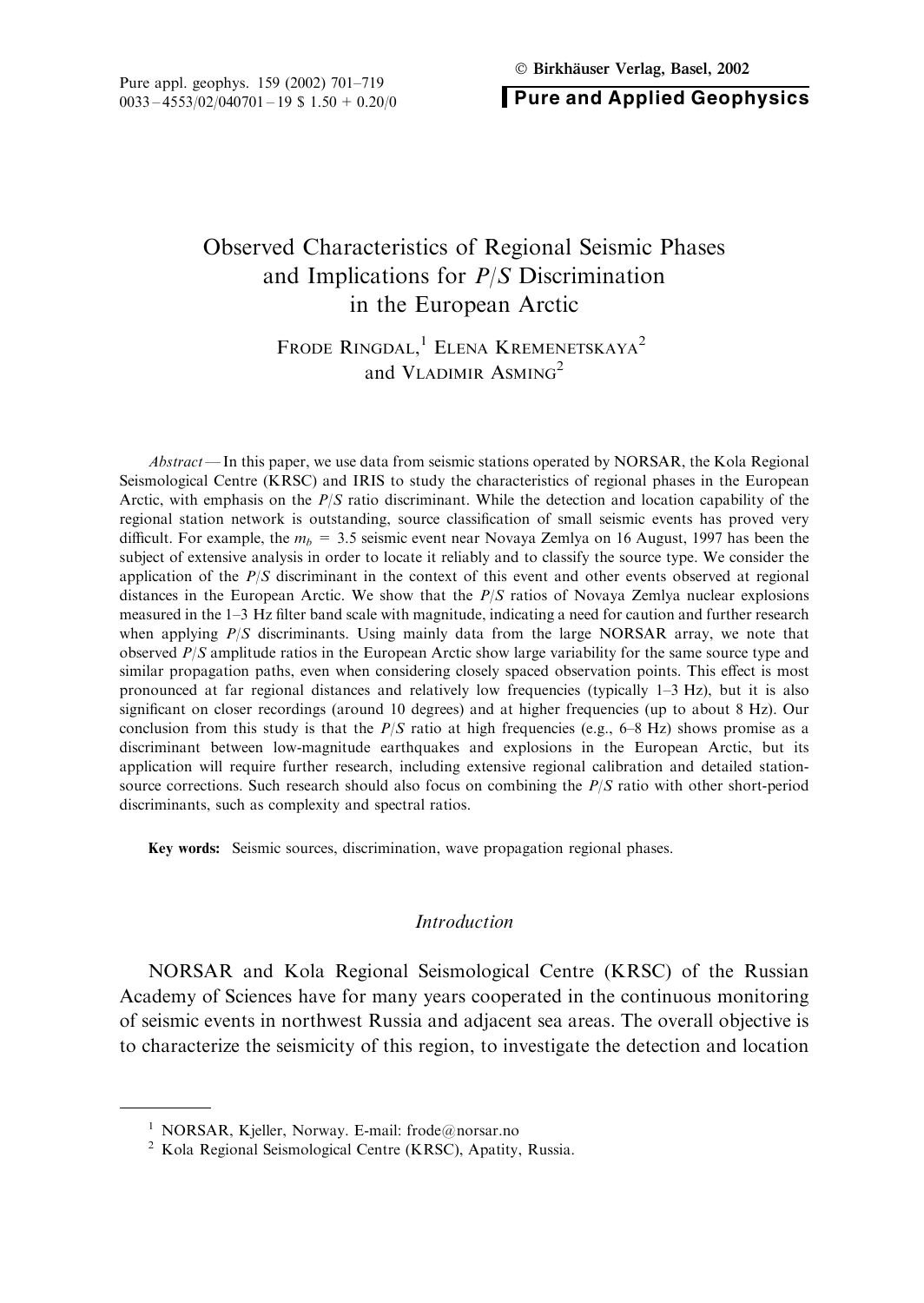# Observed Characteristics of Regional Seismic Phases and Implications for $P/S$ Discrimination in the European Arctic

FRODE RINGDAL,[1] ELENA KREMENETSKAYA[2] and VLADIMIR ASMING[2]

*Abstract* — In this paper, we use data from seismic stations operated by NORSAR, the Kola Regional Seismological Centre (KRSC) and IRIS to study the characteristics of regional phases in the European Arctic, with emphasis on the $P/S$ ratio discriminant. While the detection and location capability of the regional station network is outstanding, source classification of small seismic events has proved very difficult. For example, the $m_b = 3.5$ seismic event near Novaya Zemlya on 16 August, 1997 has been the subject of extensive analysis in order to locate it reliably and to classify the source type. We consider the application of the $P/S$ discriminant in the context of this event and other events observed at regional distances in the European Arctic. We show that the $P/S$ ratios of Novaya Zemlya nuclear explosions measured in the 1–3 Hz filter band scale with magnitude, indicating a need for caution and further research when applying $P/S$ discriminants. Using mainly data from the large NORSAR array, we note that observed $P/S$ amplitude ratios in the European Arctic show large variability for the same source type and similar propagation paths, even when considering closely spaced observation points. This effect is most pronounced at far regional distances and relatively low frequencies (typically 1–3 Hz), but it is also significant on closer recordings (around 10 degrees) and at higher frequencies (up to about 8 Hz). Our conclusion from this study is that the $P/S$ ratio at high frequencies (e.g., 6–8 Hz) shows promise as a discriminant between low-magnitude earthquakes and explosions in the European Arctic, but its application will require further research, including extensive regional calibration and detailed station-source corrections. Such research should also focus on combining the $P/S$ ratio with other short-period discriminants, such as complexity and spectral ratios.

**Key words:** Seismic sources, discrimination, wave propagation regional phases.

## Introduction

NORSAR and Kola Regional Seismological Centre (KRSC) of the Russian Academy of Sciences have for many years cooperated in the continuous monitoring of seismic events in northwest Russia and adjacent sea areas. The overall objective is to characterize the seismicity of this region, to investigate the detection and location

[1] NORSAR, Kjeller, Norway. E-mail: frode@norsar.no

[2] Kola Regional Seismological Centre (KRSC), Apatity, Russia.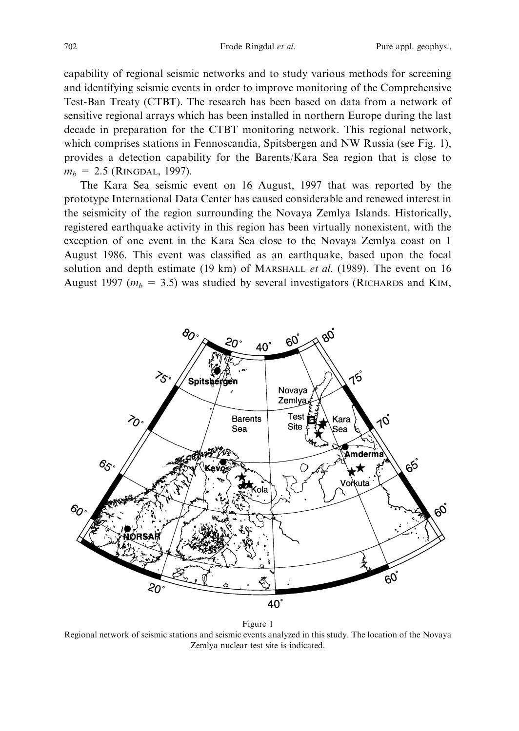capability of regional seismic networks and to study various methods for screening and identifying seismic events in order to improve monitoring of the Comprehensive Test-Ban Treaty (CTBT). The research has been based on data from a network of sensitive regional arrays which has been installed in northern Europe during the last decade in preparation for the CTBT monitoring network. This regional network, which comprises stations in Fennoscandia, Spitsbergen and NW Russia (see Fig. 1), provides a detection capability for the Barents/Kara Sea region that is close to $m_b = 2.5$ (RINGDAL, 1997).

The Kara Sea seismic event on 16 August, 1997 that was reported by the prototype International Data Center has caused considerable and renewed interest in the seismicity of the region surrounding the Novaya Zemlya Islands. Historically, registered earthquake activity in this region has been virtually nonexistent, with the exception of one event in the Kara Sea close to the Novaya Zemlya coast on 1 August 1986. This event was classified as an earthquake, based upon the focal solution and depth estimate (19 km) of MARSHALL *et al.* (1989). The event on 16 August 1997 ($m_b = 3.5$) was studied by several investigators (RICHARDS and KIM,

Figure 1
Regional network of seismic stations and seismic events analyzed in this study. The location of the Novaya Zemlya nuclear test site is indicated.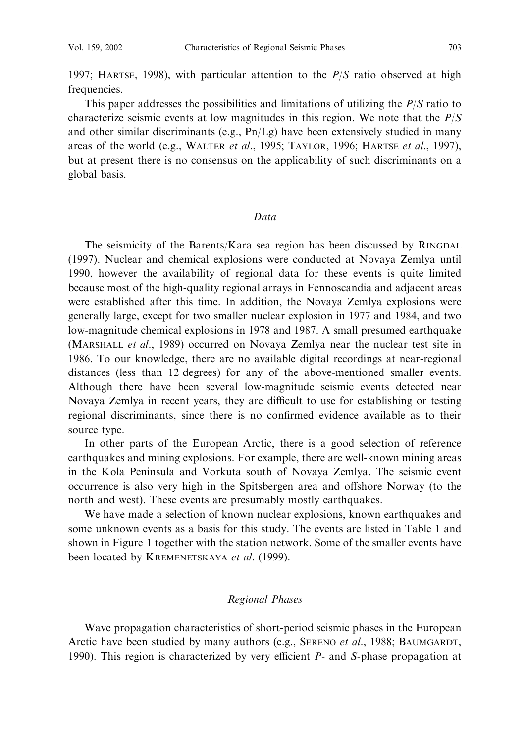1997; HARTSE, 1998), with particular attention to the $P/S$ ratio observed at high frequencies.

This paper addresses the possibilities and limitations of utilizing the $P/S$ ratio to characterize seismic events at low magnitudes in this region. We note that the $P/S$ and other similar discriminants (e.g., Pn/Lg) have been extensively studied in many areas of the world (e.g., WALTER *et al*., 1995; TAYLOR, 1996; HARTSE *et al*., 1997), but at present there is no consensus on the applicability of such discriminants on a global basis.

## *Data*

The seismicity of the Barents/Kara sea region has been discussed by RINGDAL (1997). Nuclear and chemical explosions were conducted at Novaya Zemlya until 1990, however the availability of regional data for these events is quite limited because most of the high-quality regional arrays in Fennoscandia and adjacent areas were established after this time. In addition, the Novaya Zemlya explosions were generally large, except for two smaller nuclear explosion in 1977 and 1984, and two low-magnitude chemical explosions in 1978 and 1987. A small presumed earthquake (MARSHALL *et al*., 1989) occurred on Novaya Zemlya near the nuclear test site in 1986. To our knowledge, there are no available digital recordings at near-regional distances (less than 12 degrees) for any of the above-mentioned smaller events. Although there have been several low-magnitude seismic events detected near Novaya Zemlya in recent years, they are difficult to use for establishing or testing regional discriminants, since there is no confirmed evidence available as to their source type.

In other parts of the European Arctic, there is a good selection of reference earthquakes and mining explosions. For example, there are well-known mining areas in the Kola Peninsula and Vorkuta south of Novaya Zemlya. The seismic event occurrence is also very high in the Spitsbergen area and offshore Norway (to the north and west). These events are presumably mostly earthquakes.

We have made a selection of known nuclear explosions, known earthquakes and some unknown events as a basis for this study. The events are listed in Table 1 and shown in Figure 1 together with the station network. Some of the smaller events have been located by KREMENETSKAYA *et al*. (1999).

## *Regional Phases*

Wave propagation characteristics of short-period seismic phases in the European Arctic have been studied by many authors (e.g., SERENO *et al*., 1988; BAUMGARDT, 1990). This region is characterized by very efficient *P*- and *S*-phase propagation at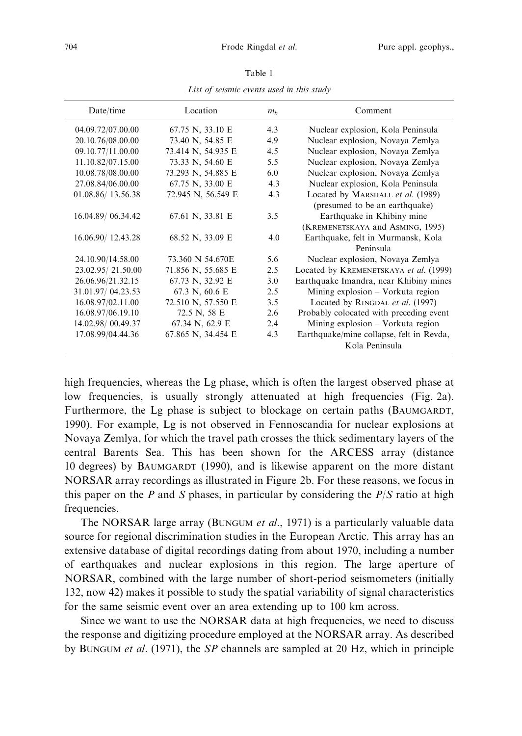Table 1

*List of seismic events used in this study*

| Date/time | Location | $m_b$ | Comment |
|---|---|---|---|
| 04.09.72/07.00.00 | 67.75 N, 33.10 E | 4.3 | Nuclear explosion, Kola Peninsula |
| 20.10.76/08.00.00 | 73.40 N, 54.85 E | 4.9 | Nuclear explosion, Novaya Zemlya |
| 09.10.77/11.00.00 | 73.414 N, 54.935 E | 4.5 | Nuclear explosion, Novaya Zemlya |
| 11.10.82/07.15.00 | 73.33 N, 54.60 E | 5.5 | Nuclear explosion, Novaya Zemlya |
| 10.08.78/08.00.00 | 73.293 N, 54.885 E | 6.0 | Nuclear explosion, Novaya Zemlya |
| 27.08.84/06.00.00 | 67.75 N, 33.00 E | 4.3 | Nuclear explosion, Kola Peninsula |
| 01.08.86/ 13.56.38 | 72.945 N, 56.549 E | 4.3 | Located by Marshall *et al.* (1989) (presumed to be an earthquake) |
| 16.04.89/ 06.34.42 | 67.61 N, 33.81 E | 3.5 | Earthquake in Khibiny mine (Kremenetskaya and Asming, 1995) |
| 16.06.90/ 12.43.28 | 68.52 N, 33.09 E | 4.0 | Earthquake, felt in Murmansk, Kola Peninsula |
| 24.10.90/14.58.00 | 73.360 N 54.670E | 5.6 | Nuclear explosion, Novaya Zemlya |
| 23.02.95/ 21.50.00 | 71.856 N, 55.685 E | 2.5 | Located by Kremenetskaya *et al.* (1999) |
| 26.06.96/21.32.15 | 67.73 N, 32.92 E | 3.0 | Earthquake Imandra, near Khibiny mines |
| 31.01.97/ 04.23.53 | 67.3 N, 60.6 E | 2.5 | Mining explosion – Vorkuta region |
| 16.08.97/02.11.00 | 72.510 N, 57.550 E | 3.5 | Located by Ringdal *et al.* (1997) |
| 16.08.97/06.19.10 | 72.5 N, 58 E | 2.6 | Probably colocated with preceding event |
| 14.02.98/ 00.49.37 | 67.34 N, 62.9 E | 2.4 | Mining explosion – Vorkuta region |
| 17.08.99/04.44.36 | 67.865 N, 34.454 E | 4.3 | Earthquake/mine collapse, felt in Revda, Kola Peninsula |

high frequencies, whereas the Lg phase, which is often the largest observed phase at low frequencies, is usually strongly attenuated at high frequencies (Fig. 2a). Furthermore, the Lg phase is subject to blockage on certain paths (Baumgardt, 1990). For example, Lg is not observed in Fennoscandia for nuclear explosions at Novaya Zemlya, for which the travel path crosses the thick sedimentary layers of the central Barents Sea. This has been shown for the ARCESS array (distance 10 degrees) by Baumgardt (1990), and is likewise apparent on the more distant NORSAR array recordings as illustrated in Figure 2b. For these reasons, we focus in this paper on the *P* and *S* phases, in particular by considering the *P*/*S* ratio at high frequencies.

The NORSAR large array (Bungum *et al.*, 1971) is a particularly valuable data source for regional discrimination studies in the European Arctic. This array has an extensive database of digital recordings dating from about 1970, including a number of earthquakes and nuclear explosions in this region. The large aperture of NORSAR, combined with the large number of short-period seismometers (initially 132, now 42) makes it possible to study the spatial variability of signal characteristics for the same seismic event over an area extending up to 100 km across.

Since we want to use the NORSAR data at high frequencies, we need to discuss the response and digitizing procedure employed at the NORSAR array. As described by Bungum *et al.* (1971), the *SP* channels are sampled at 20 Hz, which in principle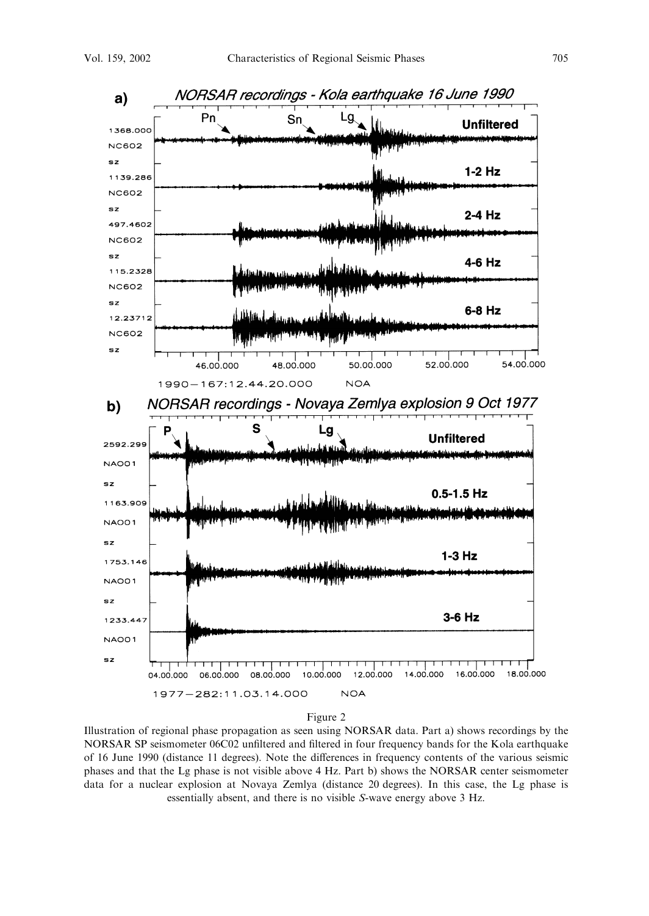Figure 2

Illustration of regional phase propagation as seen using NORSAR data. Part a) shows recordings by the NORSAR SP seismometer 06C02 unfiltered and filtered in four frequency bands for the Kola earthquake of 16 June 1990 (distance 11 degrees). Note the differences in frequency contents of the various seismic phases and that the Lg phase is not visible above 4 Hz. Part b) shows the NORSAR center seismometer data for a nuclear explosion at Novaya Zemlya (distance 20 degrees). In this case, the Lg phase is essentially absent, and there is no visible *S*-wave energy above 3 Hz.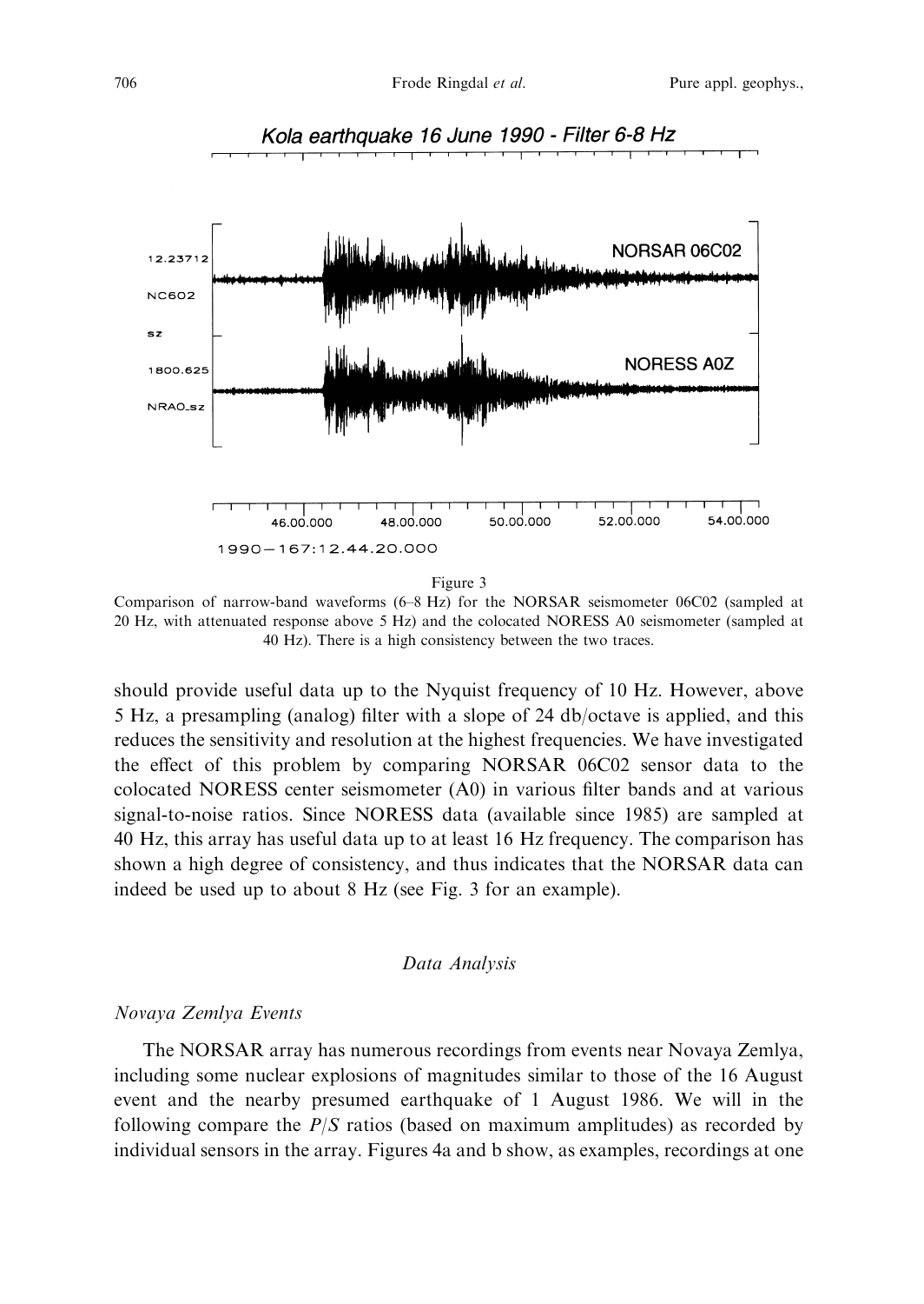Figure 3

Comparison of narrow-band waveforms (6–8 Hz) for the NORSAR seismometer 06C02 (sampled at 20 Hz, with attenuated response above 5 Hz) and the colocated NORESS A0 seismometer (sampled at 40 Hz). There is a high consistency between the two traces.

should provide useful data up to the Nyquist frequency of 10 Hz. However, above 5 Hz, a presampling (analog) filter with a slope of 24 db/octave is applied, and this reduces the sensitivity and resolution at the highest frequencies. We have investigated the effect of this problem by comparing NORSAR 06C02 sensor data to the colocated NORESS center seismometer (A0) in various filter bands and at various signal-to-noise ratios. Since NORESS data (available since 1985) are sampled at 40 Hz, this array has useful data up to at least 16 Hz frequency. The comparison has shown a high degree of consistency, and thus indicates that the NORSAR data can indeed be used up to about 8 Hz (see Fig. 3 for an example).

## Data Analysis

### *Novaya Zemlya Events*

The NORSAR array has numerous recordings from events near Novaya Zemlya, including some nuclear explosions of magnitudes similar to those of the 16 August event and the nearby presumed earthquake of 1 August 1986. We will in the following compare the $P/S$ ratios (based on maximum amplitudes) as recorded by individual sensors in the array. Figures 4a and b show, as examples, recordings at one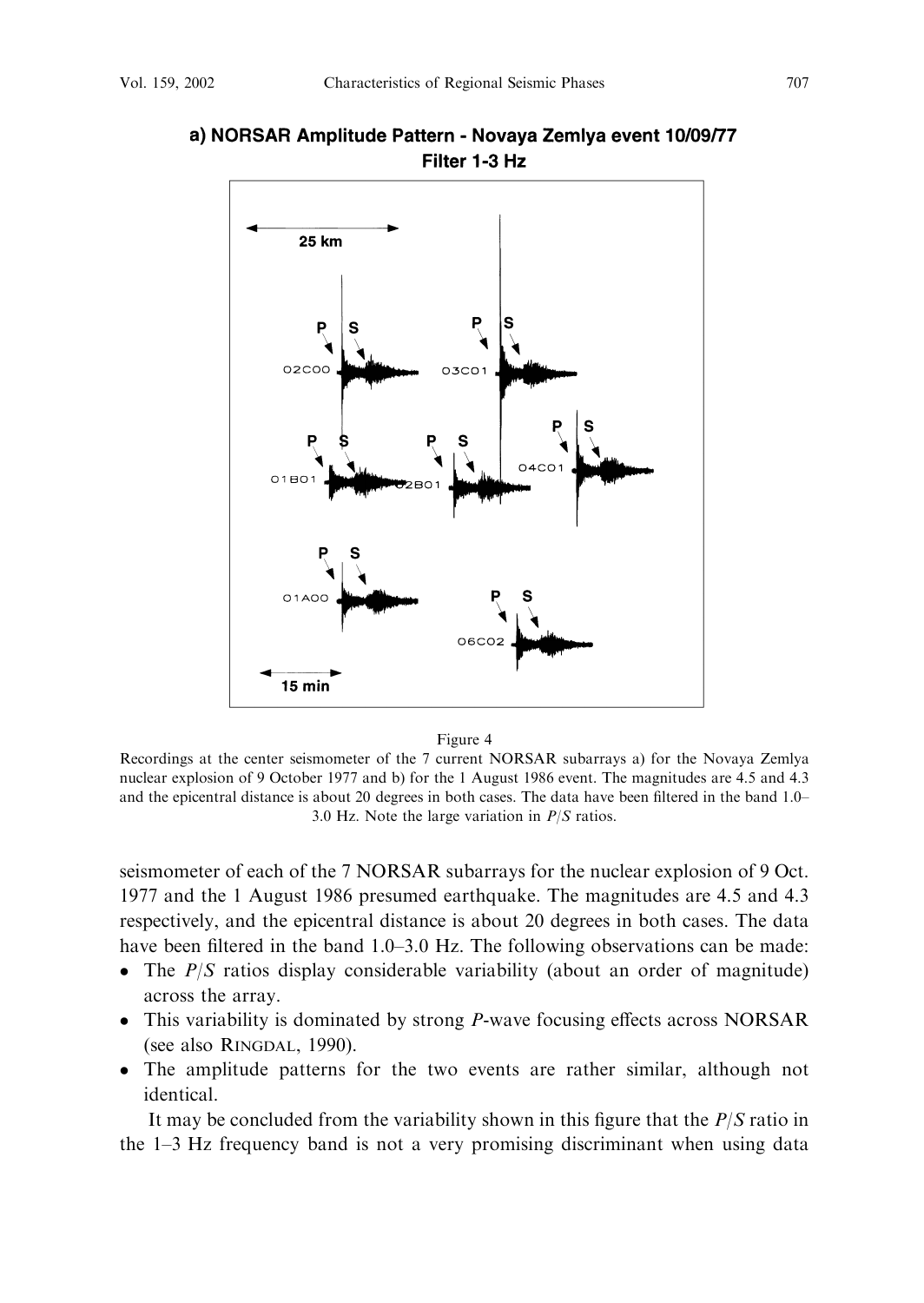Figure 4
Recordings at the center seismometer of the 7 current NORSAR subarrays a) for the Novaya Zemlya nuclear explosion of 9 October 1977 and b) for the 1 August 1986 event. The magnitudes are 4.5 and 4.3 and the epicentral distance is about 20 degrees in both cases. The data have been filtered in the band 1.0–3.0 Hz. Note the large variation in $P/S$ ratios.

seismometer of each of the 7 NORSAR subarrays for the nuclear explosion of 9 Oct. 1977 and the 1 August 1986 presumed earthquake. The magnitudes are 4.5 and 4.3 respectively, and the epicentral distance is about 20 degrees in both cases. The data have been filtered in the band 1.0–3.0 Hz. The following observations can be made:

- The $P/S$ ratios display considerable variability (about an order of magnitude) across the array.
- This variability is dominated by strong $P$-wave focusing effects across NORSAR (see also RINGDAL, 1990).
- The amplitude patterns for the two events are rather similar, although not identical.

It may be concluded from the variability shown in this figure that the $P/S$ ratio in the 1–3 Hz frequency band is not a very promising discriminant when using data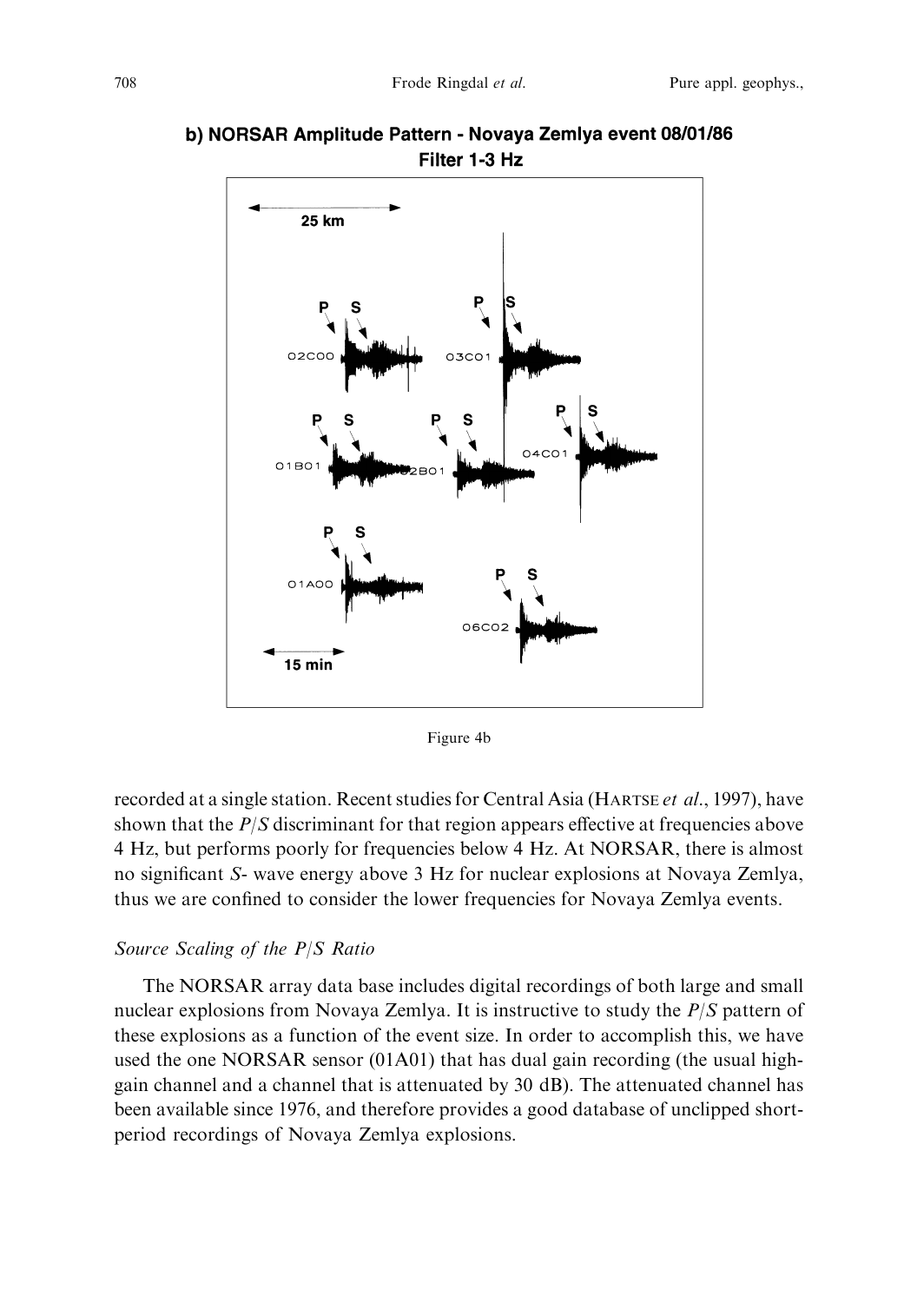Figure 4b

recorded at a single station. Recent studies for Central Asia (HARTSE *et al.*, 1997), have shown that the $P/S$ discriminant for that region appears effective at frequencies above 4 Hz, but performs poorly for frequencies below 4 Hz. At NORSAR, there is almost no significant $S$- wave energy above 3 Hz for nuclear explosions at Novaya Zemlya, thus we are confined to consider the lower frequencies for Novaya Zemlya events.

### *Source Scaling of the P/S Ratio*

The NORSAR array data base includes digital recordings of both large and small nuclear explosions from Novaya Zemlya. It is instructive to study the $P/S$ pattern of these explosions as a function of the event size. In order to accomplish this, we have used the one NORSAR sensor (01A01) that has dual gain recording (the usual high-gain channel and a channel that is attenuated by 30 dB). The attenuated channel has been available since 1976, and therefore provides a good database of unclipped short-period recordings of Novaya Zemlya explosions.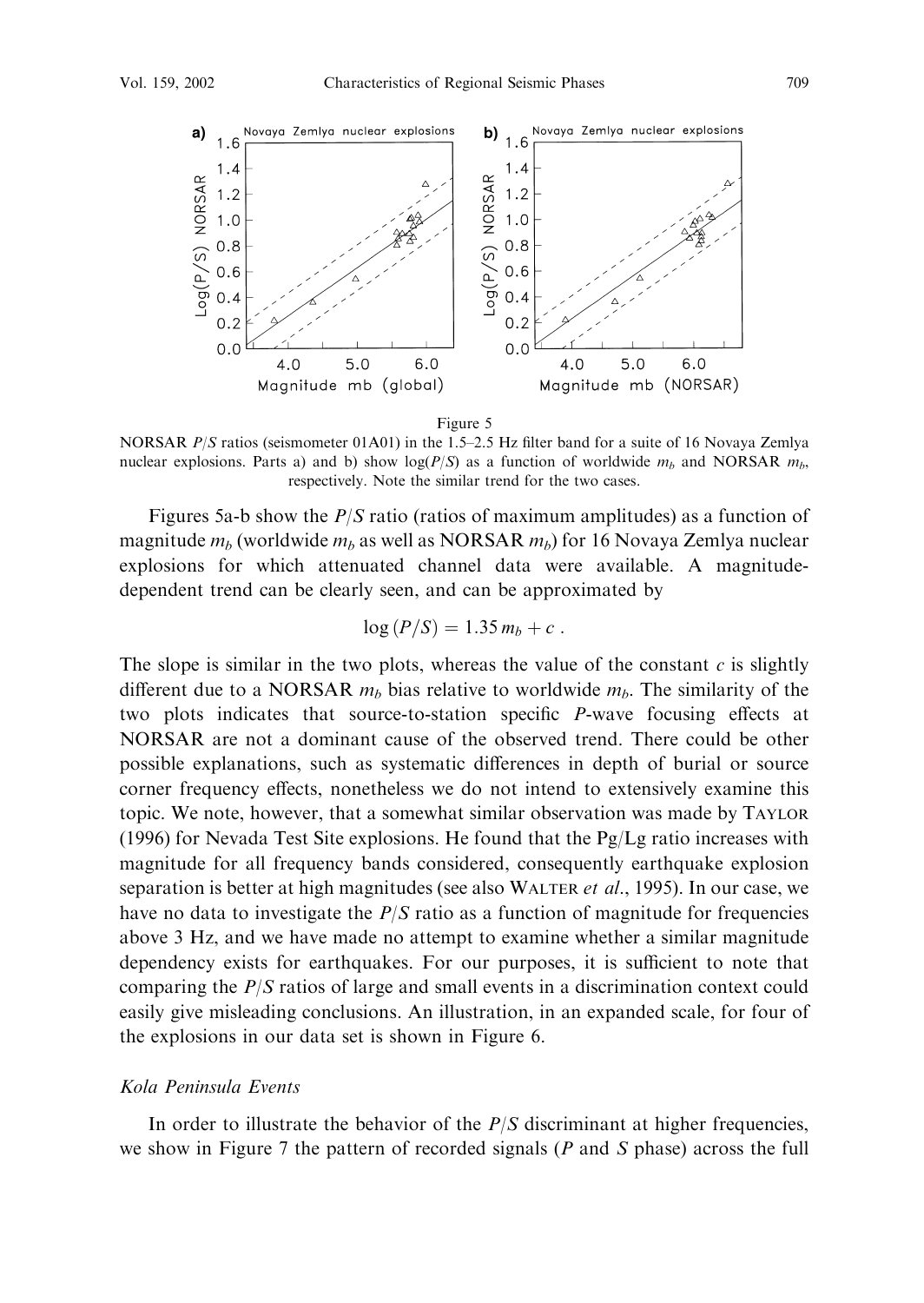Figure 5

NORSAR $P/S$ ratios (seismometer 01A01) in the 1.5–2.5 Hz filter band for a suite of 16 Novaya Zemlya nuclear explosions. Parts a) and b) show $\log(P/S)$ as a function of worldwide $m_b$ and NORSAR $m_b$, respectively. Note the similar trend for the two cases.

Figures 5a-b show the $P/S$ ratio (ratios of maximum amplitudes) as a function of magnitude $m_b$ (worldwide $m_b$ as well as NORSAR $m_b$) for 16 Novaya Zemlya nuclear explosions for which attenuated channel data were available. A magnitude-dependent trend can be clearly seen, and can be approximated by

$$\log(P/S) = 1.35\, m_b + c \; .$$

The slope is similar in the two plots, whereas the value of the constant $c$ is slightly different due to a NORSAR $m_b$ bias relative to worldwide $m_b$. The similarity of the two plots indicates that source-to-station specific $P$-wave focusing effects at NORSAR are not a dominant cause of the observed trend. There could be other possible explanations, such as systematic differences in depth of burial or source corner frequency effects, nonetheless we do not intend to extensively examine this topic. We note, however, that a somewhat similar observation was made by TAYLOR (1996) for Nevada Test Site explosions. He found that the Pg/Lg ratio increases with magnitude for all frequency bands considered, consequently earthquake explosion separation is better at high magnitudes (see also WALTER *et al.*, 1995). In our case, we have no data to investigate the $P/S$ ratio as a function of magnitude for frequencies above 3 Hz, and we have made no attempt to examine whether a similar magnitude dependency exists for earthquakes. For our purposes, it is sufficient to note that comparing the $P/S$ ratios of large and small events in a discrimination context could easily give misleading conclusions. An illustration, in an expanded scale, for four of the explosions in our data set is shown in Figure 6.

### *Kola Peninsula Events*

In order to illustrate the behavior of the $P/S$ discriminant at higher frequencies, we show in Figure 7 the pattern of recorded signals ($P$ and $S$ phase) across the full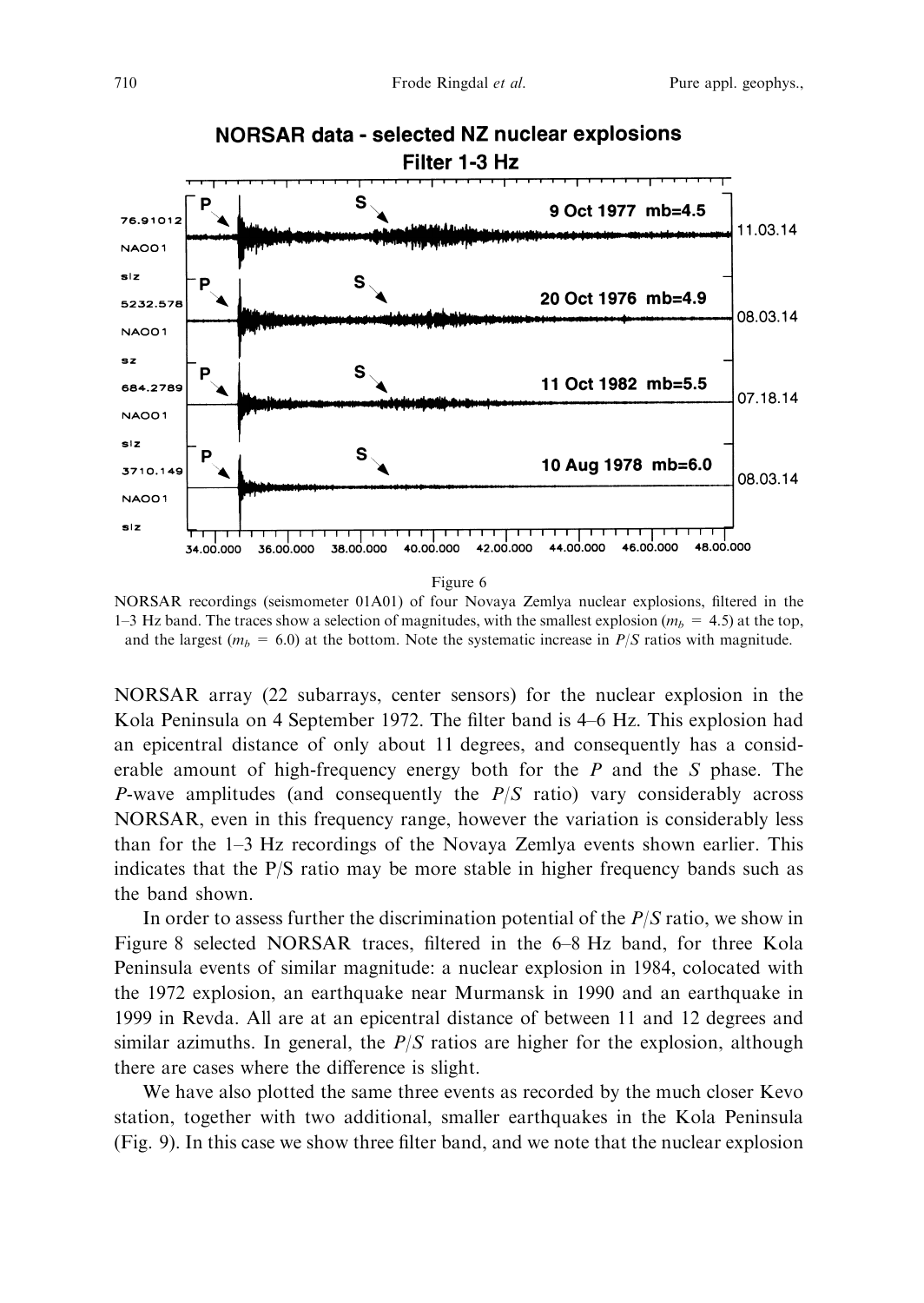Figure 6

NORSAR recordings (seismometer 01A01) of four Novaya Zemlya nuclear explosions, filtered in the 1–3 Hz band. The traces show a selection of magnitudes, with the smallest explosion ($m_b$ = 4.5) at the top, and the largest ($m_b$ = 6.0) at the bottom. Note the systematic increase in $P/S$ ratios with magnitude.

NORSAR array (22 subarrays, center sensors) for the nuclear explosion in the Kola Peninsula on 4 September 1972. The filter band is 4–6 Hz. This explosion had an epicentral distance of only about 11 degrees, and consequently has a considerable amount of high-frequency energy both for the $P$ and the $S$ phase. The $P$-wave amplitudes (and consequently the $P/S$ ratio) vary considerably across NORSAR, even in this frequency range, however the variation is considerably less than for the 1–3 Hz recordings of the Novaya Zemlya events shown earlier. This indicates that the P/S ratio may be more stable in higher frequency bands such as the band shown.

In order to assess further the discrimination potential of the $P/S$ ratio, we show in Figure 8 selected NORSAR traces, filtered in the 6–8 Hz band, for three Kola Peninsula events of similar magnitude: a nuclear explosion in 1984, colocated with the 1972 explosion, an earthquake near Murmansk in 1990 and an earthquake in 1999 in Revda. All are at an epicentral distance of between 11 and 12 degrees and similar azimuths. In general, the $P/S$ ratios are higher for the explosion, although there are cases where the difference is slight.

We have also plotted the same three events as recorded by the much closer Kevo station, together with two additional, smaller earthquakes in the Kola Peninsula (Fig. 9). In this case we show three filter band, and we note that the nuclear explosion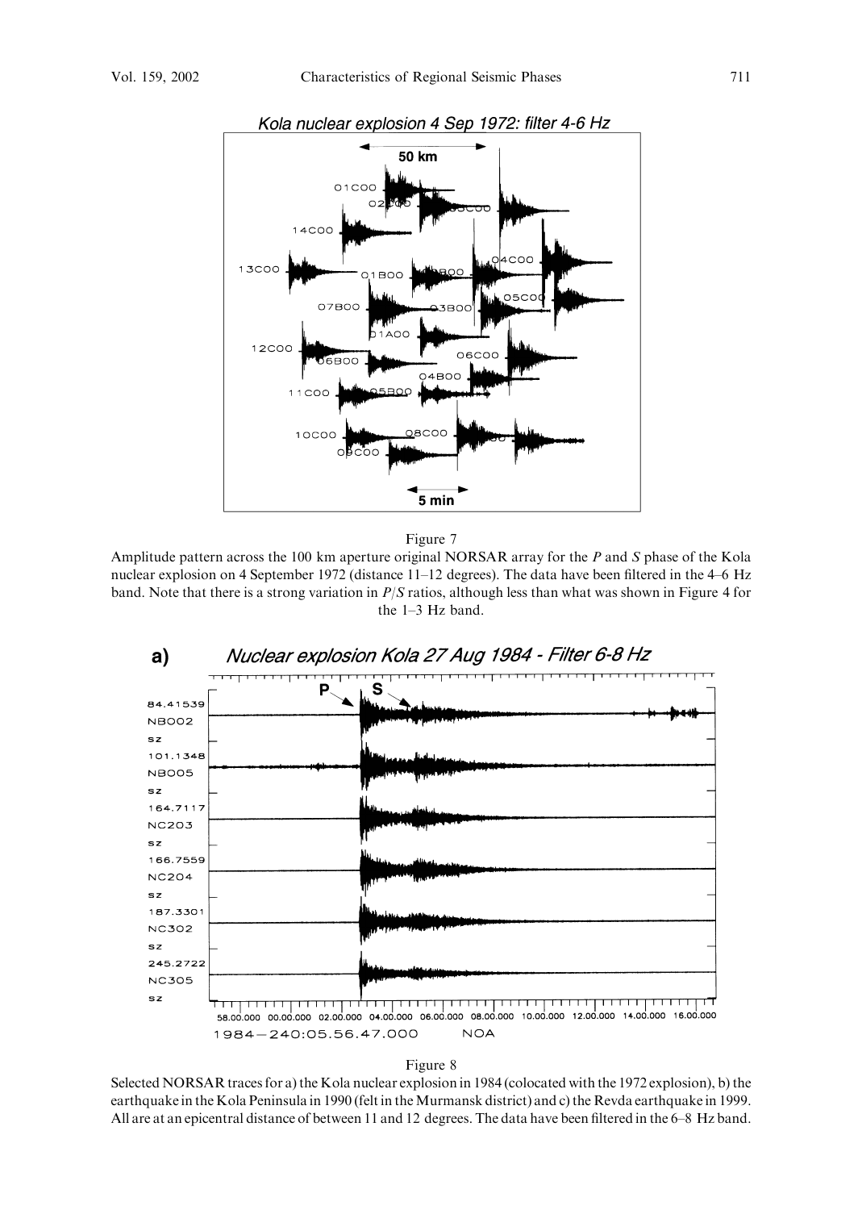Figure 7
Amplitude pattern across the 100 km aperture original NORSAR array for the *P* and *S* phase of the Kola nuclear explosion on 4 September 1972 (distance 11–12 degrees). The data have been filtered in the 4–6 Hz band. Note that there is a strong variation in *P*/*S* ratios, although less than what was shown in Figure 4 for the 1–3 Hz band.

Figure 8
Selected NORSAR traces for a) the Kola nuclear explosion in 1984 (colocated with the 1972 explosion), b) the earthquake in the Kola Peninsula in 1990 (felt in the Murmansk district) and c) the Revda earthquake in 1999. All are at an epicentral distance of between 11 and 12 degrees. The data have been filtered in the 6–8 Hz band.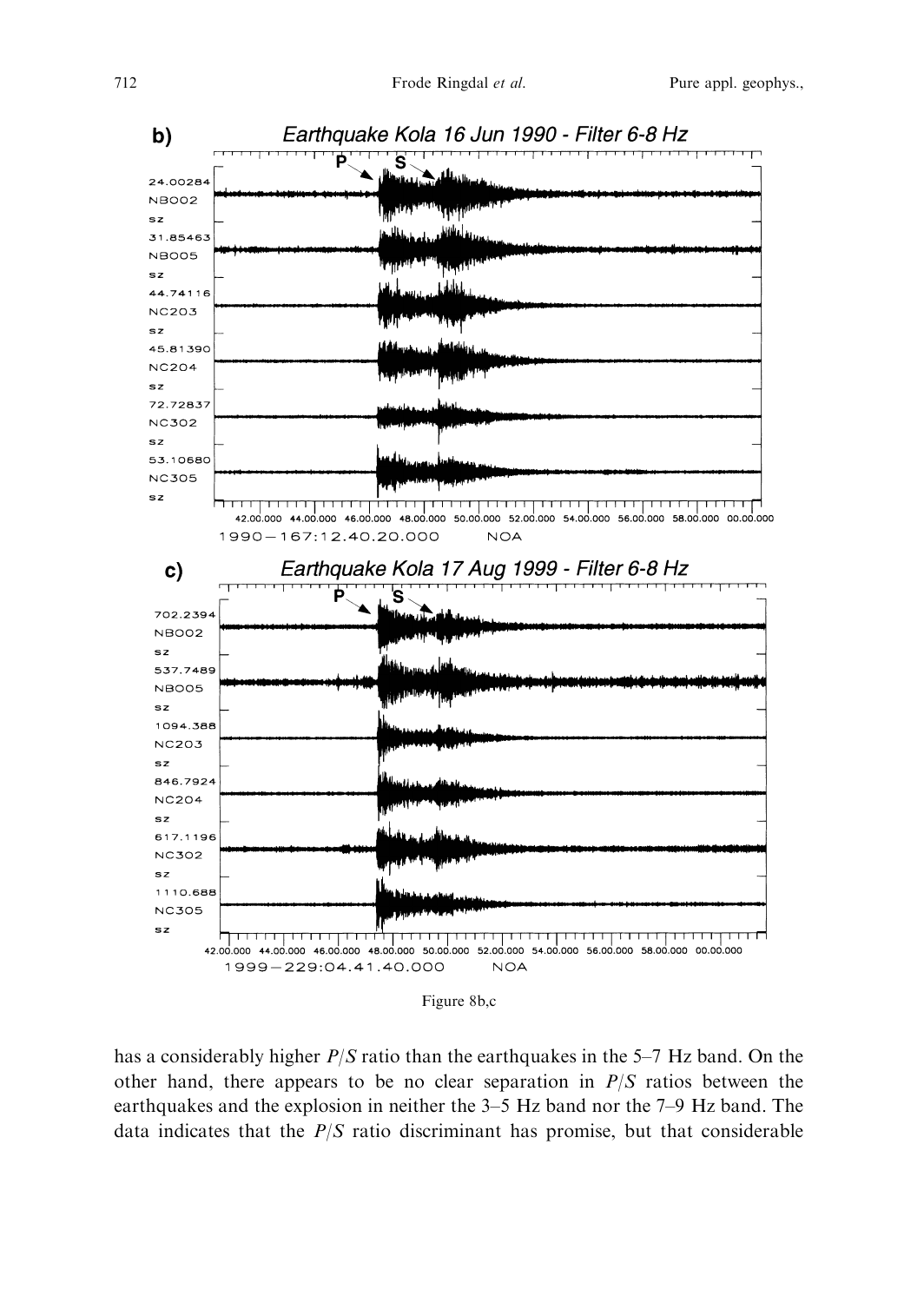Figure 8b,c

has a considerably higher $P/S$ ratio than the earthquakes in the 5–7 Hz band. On the other hand, there appears to be no clear separation in $P/S$ ratios between the earthquakes and the explosion in neither the 3–5 Hz band nor the 7–9 Hz band. The data indicates that the $P/S$ ratio discriminant has promise, but that considerable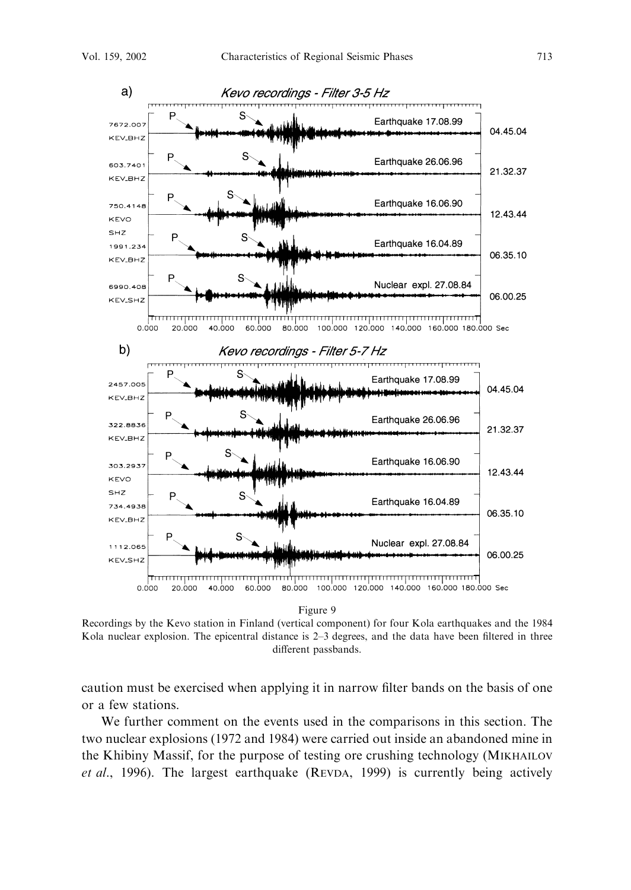Figure 9

Recordings by the Kevo station in Finland (vertical component) for four Kola earthquakes and the 1984 Kola nuclear explosion. The epicentral distance is 2–3 degrees, and the data have been filtered in three different passbands.

caution must be exercised when applying it in narrow filter bands on the basis of one or a few stations.

We further comment on the events used in the comparisons in this section. The two nuclear explosions (1972 and 1984) were carried out inside an abandoned mine in the Khibiny Massif, for the purpose of testing ore crushing technology (MIKHAILOV *et al.*, 1996). The largest earthquake (REVDA, 1999) is currently being actively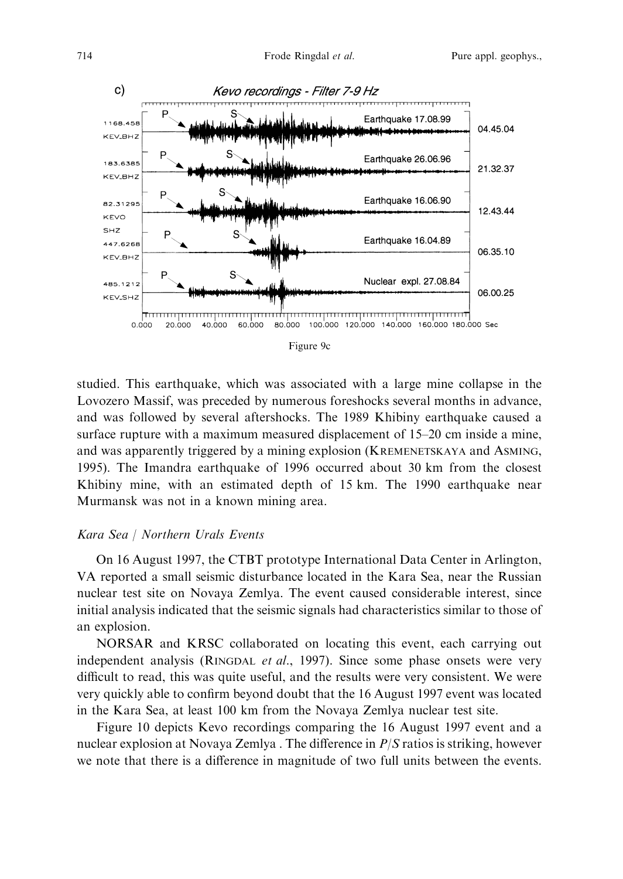Figure 9c

studied. This earthquake, which was associated with a large mine collapse in the Lovozero Massif, was preceded by numerous foreshocks several months in advance, and was followed by several aftershocks. The 1989 Khibiny earthquake caused a surface rupture with a maximum measured displacement of 15–20 cm inside a mine, and was apparently triggered by a mining explosion (KREMENETSKAYA and ASMING, 1995). The Imandra earthquake of 1996 occurred about 30 km from the closest Khibiny mine, with an estimated depth of 15 km. The 1990 earthquake near Murmansk was not in a known mining area.

### *Kara Sea / Northern Urals Events*

On 16 August 1997, the CTBT prototype International Data Center in Arlington, VA reported a small seismic disturbance located in the Kara Sea, near the Russian nuclear test site on Novaya Zemlya. The event caused considerable interest, since initial analysis indicated that the seismic signals had characteristics similar to those of an explosion.

NORSAR and KRSC collaborated on locating this event, each carrying out independent analysis (RINGDAL *et al.*, 1997). Since some phase onsets were very difficult to read, this was quite useful, and the results were very consistent. We were very quickly able to confirm beyond doubt that the 16 August 1997 event was located in the Kara Sea, at least 100 km from the Novaya Zemlya nuclear test site.

Figure 10 depicts Kevo recordings comparing the 16 August 1997 event and a nuclear explosion at Novaya Zemlya . The difference in $P/S$ ratios is striking, however we note that there is a difference in magnitude of two full units between the events.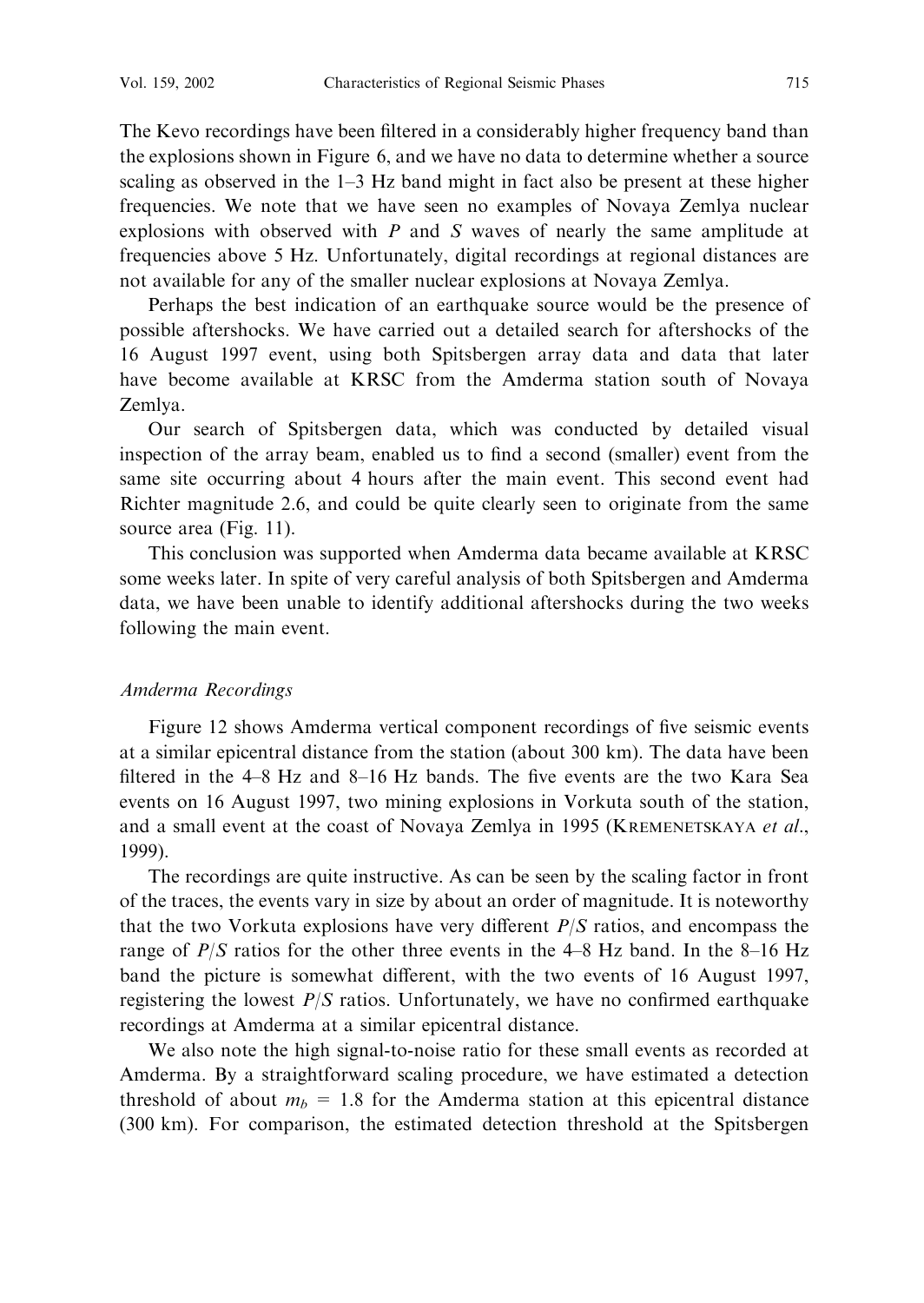The Kevo recordings have been filtered in a considerably higher frequency band than the explosions shown in Figure 6, and we have no data to determine whether a source scaling as observed in the 1–3 Hz band might in fact also be present at these higher frequencies. We note that we have seen no examples of Novaya Zemlya nuclear explosions with observed with $P$ and $S$ waves of nearly the same amplitude at frequencies above 5 Hz. Unfortunately, digital recordings at regional distances are not available for any of the smaller nuclear explosions at Novaya Zemlya.

Perhaps the best indication of an earthquake source would be the presence of possible aftershocks. We have carried out a detailed search for aftershocks of the 16 August 1997 event, using both Spitsbergen array data and data that later have become available at KRSC from the Amderma station south of Novaya Zemlya.

Our search of Spitsbergen data, which was conducted by detailed visual inspection of the array beam, enabled us to find a second (smaller) event from the same site occurring about 4 hours after the main event. This second event had Richter magnitude 2.6, and could be quite clearly seen to originate from the same source area (Fig. 11).

This conclusion was supported when Amderma data became available at KRSC some weeks later. In spite of very careful analysis of both Spitsbergen and Amderma data, we have been unable to identify additional aftershocks during the two weeks following the main event.

### *Amderma Recordings*

Figure 12 shows Amderma vertical component recordings of five seismic events at a similar epicentral distance from the station (about 300 km). The data have been filtered in the 4–8 Hz and 8–16 Hz bands. The five events are the two Kara Sea events on 16 August 1997, two mining explosions in Vorkuta south of the station, and a small event at the coast of Novaya Zemlya in 1995 (Kremenetskaya *et al.*, 1999).

The recordings are quite instructive. As can be seen by the scaling factor in front of the traces, the events vary in size by about an order of magnitude. It is noteworthy that the two Vorkuta explosions have very different $P/S$ ratios, and encompass the range of $P/S$ ratios for the other three events in the 4–8 Hz band. In the 8–16 Hz band the picture is somewhat different, with the two events of 16 August 1997, registering the lowest $P/S$ ratios. Unfortunately, we have no confirmed earthquake recordings at Amderma at a similar epicentral distance.

We also note the high signal-to-noise ratio for these small events as recorded at Amderma. By a straightforward scaling procedure, we have estimated a detection threshold of about $m_b = 1.8$ for the Amderma station at this epicentral distance (300 km). For comparison, the estimated detection threshold at the Spitsbergen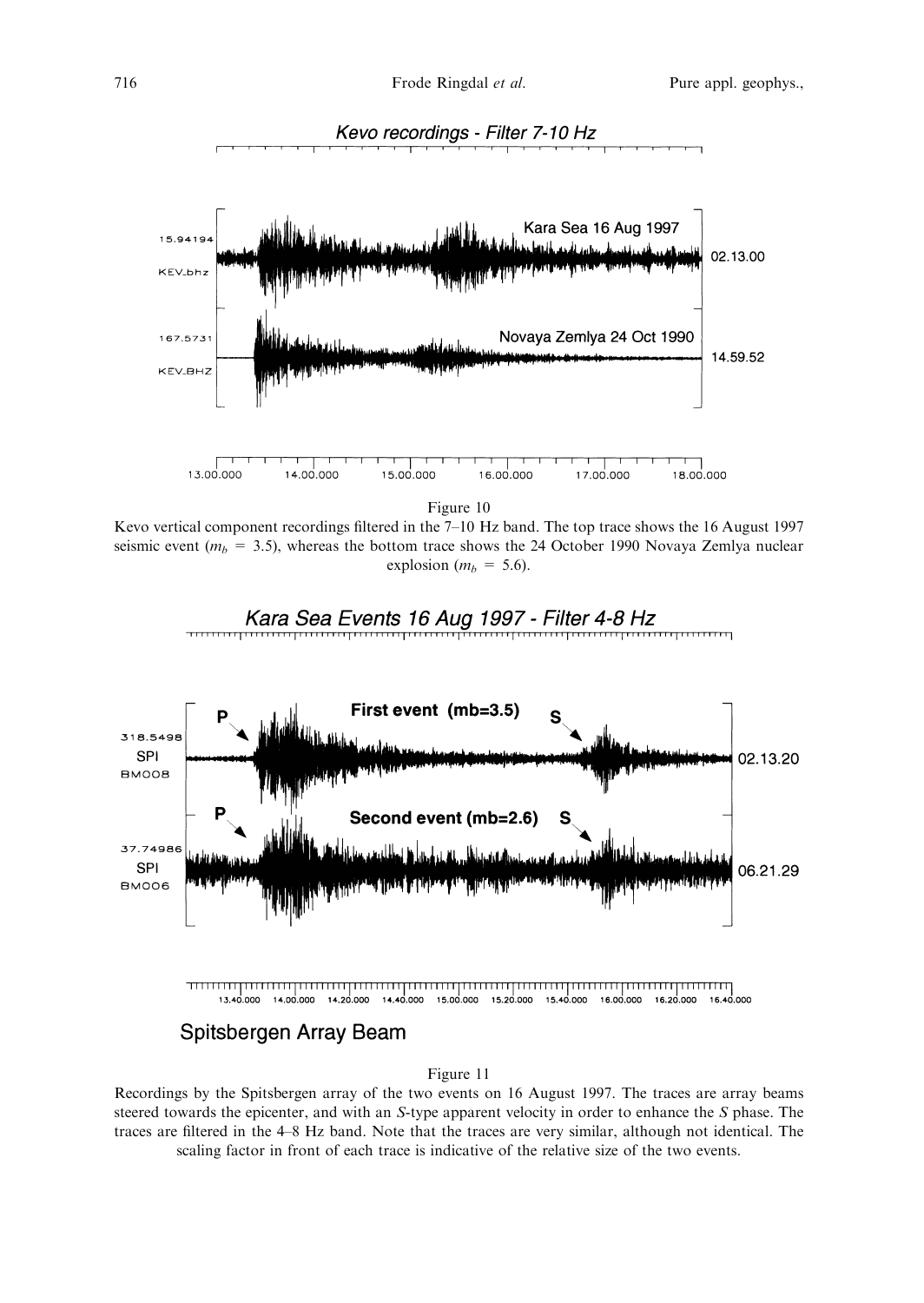Figure 10

Kevo vertical component recordings filtered in the 7–10 Hz band. The top trace shows the 16 August 1997 seismic event ($m_b$ = 3.5), whereas the bottom trace shows the 24 October 1990 Novaya Zemlya nuclear explosion ($m_b$ = 5.6).

Figure 11

Recordings by the Spitsbergen array of the two events on 16 August 1997. The traces are array beams steered towards the epicenter, and with an *S*-type apparent velocity in order to enhance the *S* phase. The traces are filtered in the 4–8 Hz band. Note that the traces are very similar, although not identical. The scaling factor in front of each trace is indicative of the relative size of the two events.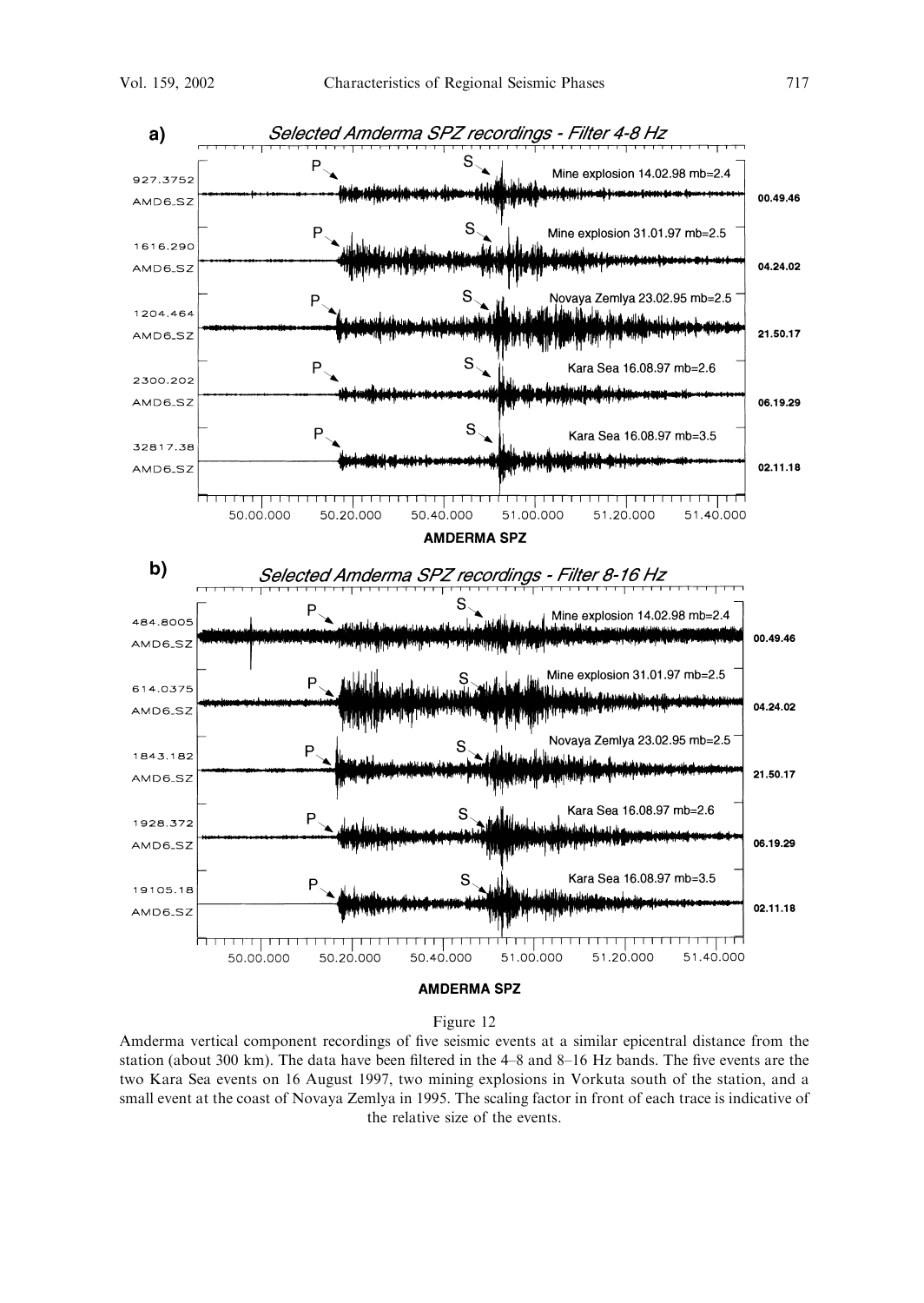Figure 12

Amderma vertical component recordings of five seismic events at a similar epicentral distance from the station (about 300 km). The data have been filtered in the 4–8 and 8–16 Hz bands. The five events are the two Kara Sea events on 16 August 1997, two mining explosions in Vorkuta south of the station, and a small event at the coast of Novaya Zemlya in 1995. The scaling factor in front of each trace is indicative of the relative size of the events.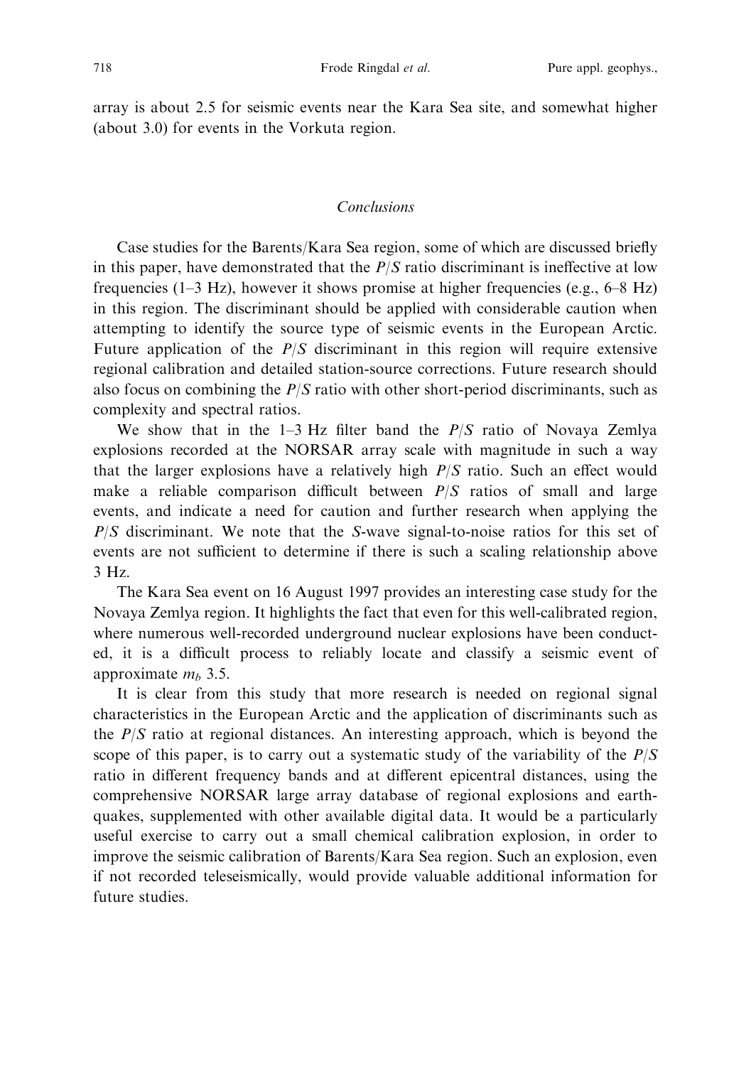array is about 2.5 for seismic events near the Kara Sea site, and somewhat higher (about 3.0) for events in the Vorkuta region.

## *Conclusions*

Case studies for the Barents/Kara Sea region, some of which are discussed briefly in this paper, have demonstrated that the $P/S$ ratio discriminant is ineffective at low frequencies (1–3 Hz), however it shows promise at higher frequencies (e.g., 6–8 Hz) in this region. The discriminant should be applied with considerable caution when attempting to identify the source type of seismic events in the European Arctic. Future application of the $P/S$ discriminant in this region will require extensive regional calibration and detailed station-source corrections. Future research should also focus on combining the $P/S$ ratio with other short-period discriminants, such as complexity and spectral ratios.

We show that in the 1–3 Hz filter band the $P/S$ ratio of Novaya Zemlya explosions recorded at the NORSAR array scale with magnitude in such a way that the larger explosions have a relatively high $P/S$ ratio. Such an effect would make a reliable comparison difficult between $P/S$ ratios of small and large events, and indicate a need for caution and further research when applying the $P/S$ discriminant. We note that the $S$-wave signal-to-noise ratios for this set of events are not sufficient to determine if there is such a scaling relationship above 3 Hz.

The Kara Sea event on 16 August 1997 provides an interesting case study for the Novaya Zemlya region. It highlights the fact that even for this well-calibrated region, where numerous well-recorded underground nuclear explosions have been conducted, it is a difficult process to reliably locate and classify a seismic event of approximate $m_b$ 3.5.

It is clear from this study that more research is needed on regional signal characteristics in the European Arctic and the application of discriminants such as the $P/S$ ratio at regional distances. An interesting approach, which is beyond the scope of this paper, is to carry out a systematic study of the variability of the $P/S$ ratio in different frequency bands and at different epicentral distances, using the comprehensive NORSAR large array database of regional explosions and earthquakes, supplemented with other available digital data. It would be a particularly useful exercise to carry out a small chemical calibration explosion, in order to improve the seismic calibration of Barents/Kara Sea region. Such an explosion, even if not recorded teleseismically, would provide valuable additional information for future studies.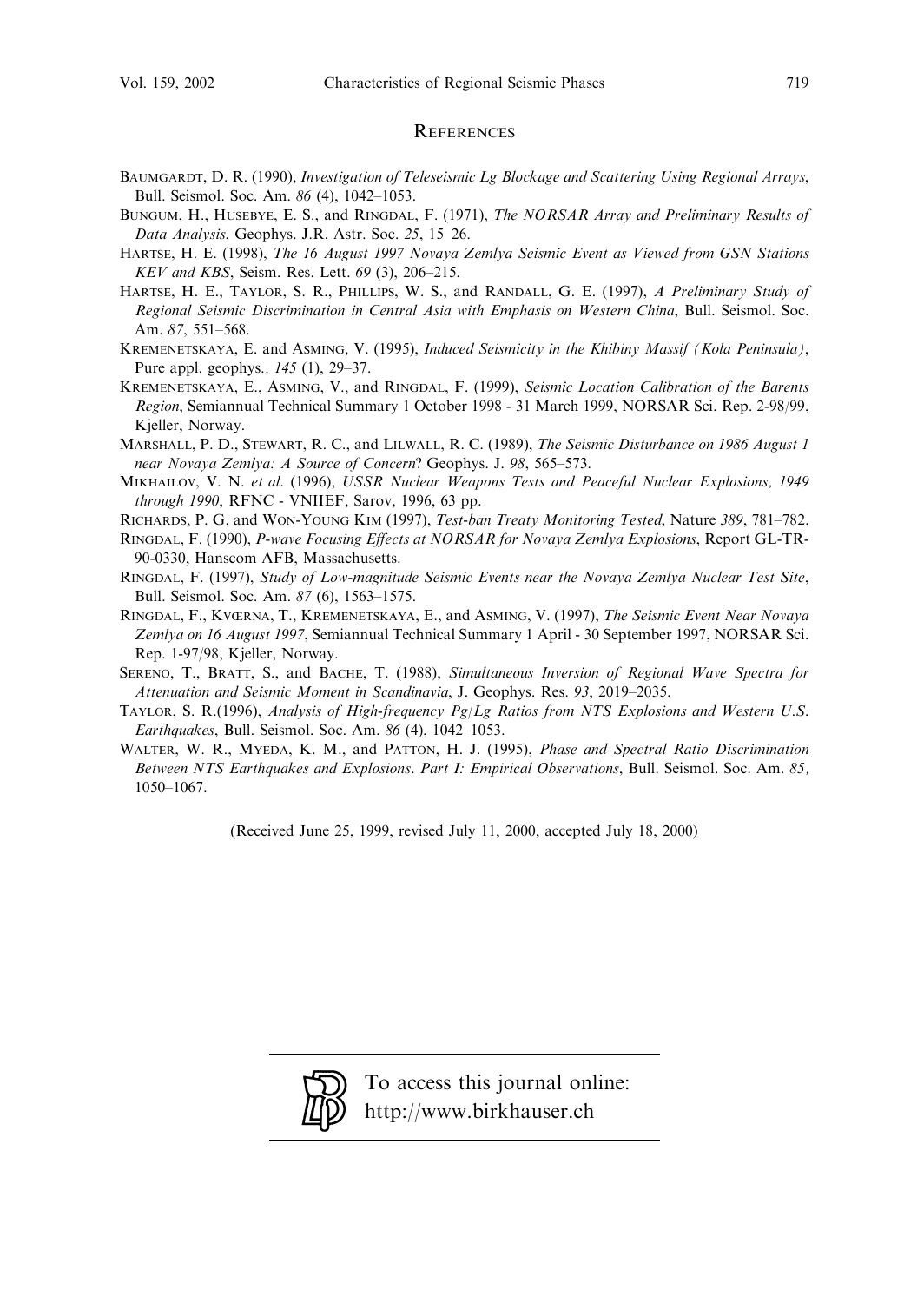## References

BAUMGARDT, D. R. (1990), *Investigation of Teleseismic Lg Blockage and Scattering Using Regional Arrays*, Bull. Seismol. Soc. Am. *86* (4), 1042–1053.

BUNGUM, H., HUSEBYE, E. S., and RINGDAL, F. (1971), *The NORSAR Array and Preliminary Results of Data Analysis*, Geophys. J.R. Astr. Soc. *25*, 15–26.

HARTSE, H. E. (1998), *The 16 August 1997 Novaya Zemlya Seismic Event as Viewed from GSN Stations KEV and KBS*, Seism. Res. Lett. *69* (3), 206–215.

HARTSE, H. E., TAYLOR, S. R., PHILLIPS, W. S., and RANDALL, G. E. (1997), *A Preliminary Study of Regional Seismic Discrimination in Central Asia with Emphasis on Western China*, Bull. Seismol. Soc. Am. *87*, 551–568.

KREMENETSKAYA, E. and ASMING, V. (1995), *Induced Seismicity in the Khibiny Massif (Kola Peninsula)*, Pure appl. geophys., *145* (1), 29–37.

KREMENETSKAYA, E., ASMING, V., and RINGDAL, F. (1999), *Seismic Location Calibration of the Barents Region*, Semiannual Technical Summary 1 October 1998 - 31 March 1999, NORSAR Sci. Rep. 2-98/99, Kjeller, Norway.

MARSHALL, P. D., STEWART, R. C., and LILWALL, R. C. (1989), *The Seismic Disturbance on 1986 August 1 near Novaya Zemlya: A Source of Concern*? Geophys. J. *98*, 565–573.

MIKHAILOV, V. N. *et al.* (1996), *USSR Nuclear Weapons Tests and Peaceful Nuclear Explosions, 1949 through 1990*, RFNC - VNIIEF, Sarov, 1996, 63 pp.

RICHARDS, P. G. and WON-YOUNG KIM (1997), *Test-ban Treaty Monitoring Tested*, Nature *389*, 781–782.

RINGDAL, F. (1990), *P-wave Focusing Effects at NORSAR for Novaya Zemlya Explosions*, Report GL-TR-90-0330, Hanscom AFB, Massachusetts.

RINGDAL, F. (1997), *Study of Low-magnitude Seismic Events near the Novaya Zemlya Nuclear Test Site*, Bull. Seismol. Soc. Am. *87* (6), 1563–1575.

RINGDAL, F., KVÆRNA, T., KREMENETSKAYA, E., and ASMING, V. (1997), *The Seismic Event Near Novaya Zemlya on 16 August 1997*, Semiannual Technical Summary 1 April - 30 September 1997, NORSAR Sci. Rep. 1-97/98, Kjeller, Norway.

SERENO, T., BRATT, S., and BACHE, T. (1988), *Simultaneous Inversion of Regional Wave Spectra for Attenuation and Seismic Moment in Scandinavia*, J. Geophys. Res. *93*, 2019–2035.

TAYLOR, S. R.(1996), *Analysis of High-frequency Pg/Lg Ratios from NTS Explosions and Western U.S. Earthquakes*, Bull. Seismol. Soc. Am. *86* (4), 1042–1053.

WALTER, W. R., MYEDA, K. M., and PATTON, H. J. (1995), *Phase and Spectral Ratio Discrimination Between NTS Earthquakes and Explosions. Part I: Empirical Observations*, Bull. Seismol. Soc. Am. *85*, 1050–1067.

(Received June 25, 1999, revised July 11, 2000, accepted July 18, 2000)

To access this journal online:
http://www.birkhauser.ch